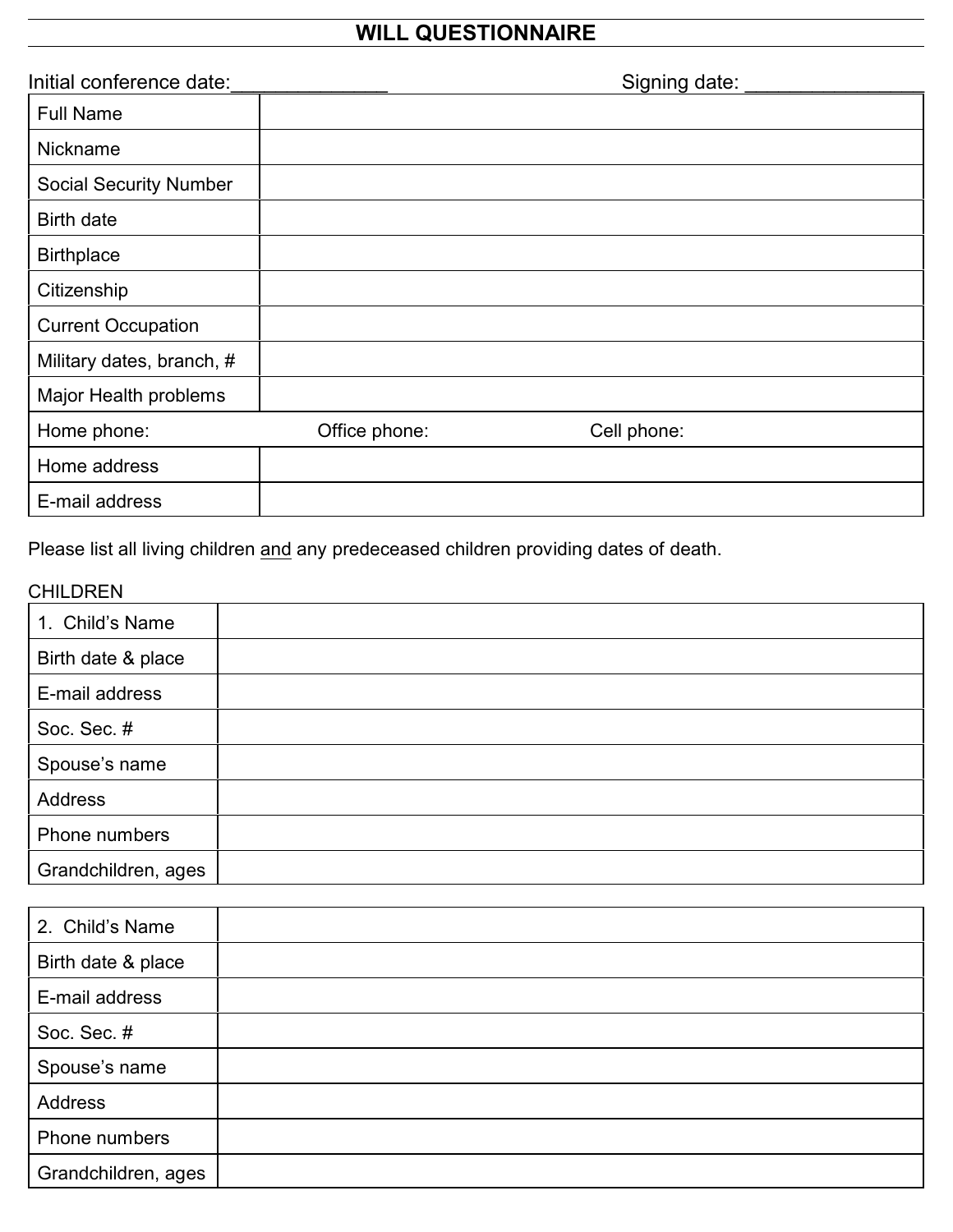# WILL QUESTIONNAIRE

Initial conference date:______________ Signing date: ________________

| Full Name | |
|---|---|
| Nickname | |
| Social Security Number | |
| Birth date | |
| Birthplace | |
| Citizenship | |
| Current Occupation | |
| Military dates, branch, # | |
| Major Health problems | |
| Home phone: Office phone: Cell phone: | |
| Home address | |
| E-mail address | |

Please list all living children and any predeceased children providing dates of death.

CHILDREN

| 1. Child's Name | |
|---|---|
| Birth date & place | |
| E-mail address | |
| Soc. Sec. # | |
| Spouse's name | |
| Address | |
| Phone numbers | |
| Grandchildren, ages | |

| 2. Child's Name | |
|---|---|
| Birth date & place | |
| E-mail address | |
| Soc. Sec. # | |
| Spouse's name | |
| Address | |
| Phone numbers | |
| Grandchildren, ages | |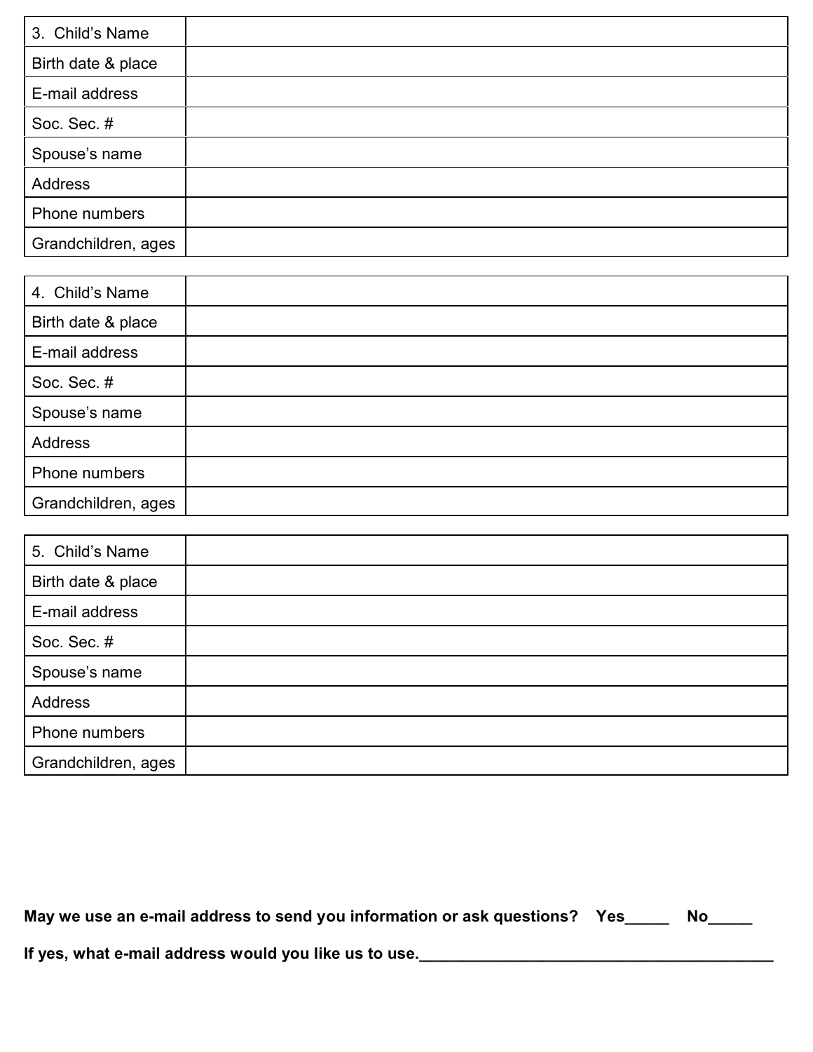| 3. Child's Name | |
|---|---|
| Birth date & place | |
| E-mail address | |
| Soc. Sec. # | |
| Spouse's name | |
| Address | |
| Phone numbers | |
| Grandchildren, ages | |

| 4. Child's Name | |
|---|---|
| Birth date & place | |
| E-mail address | |
| Soc. Sec. # | |
| Spouse's name | |
| Address | |
| Phone numbers | |
| Grandchildren, ages | |

| 5. Child's Name | |
|---|---|
| Birth date & place | |
| E-mail address | |
| Soc. Sec. # | |
| Spouse's name | |
| Address | |
| Phone numbers | |
| Grandchildren, ages | |

**May we use an e-mail address to send you information or ask questions? Yes_____ No_____**

**If yes, what e-mail address would you like us to use.________________________________________**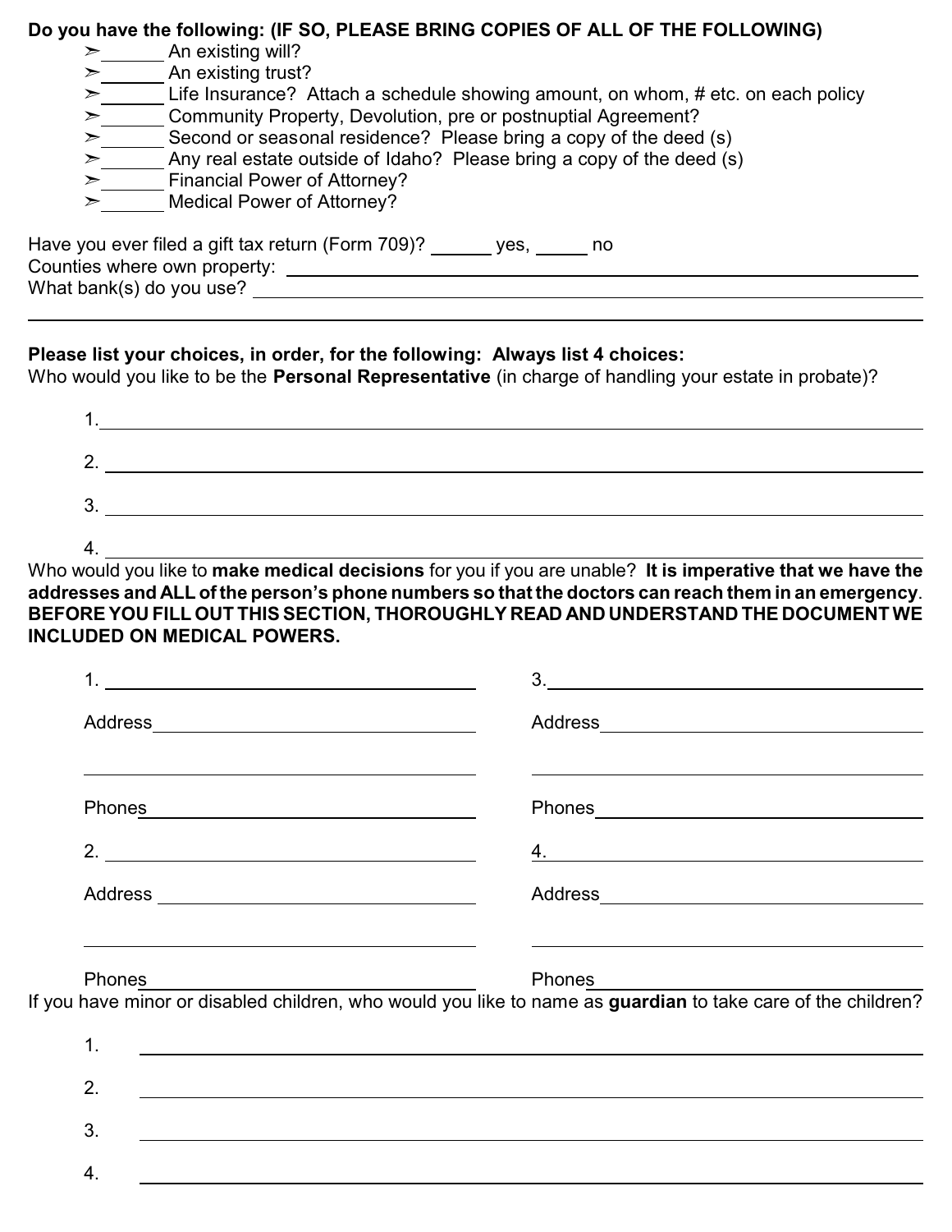**Do you have the following: (IF SO, PLEASE BRING COPIES OF ALL OF THE FOLLOWING)**

- ______ An existing will?
- ______ An existing trust?
- ______ Life Insurance? Attach a schedule showing amount, on whom, # etc. on each policy
- ______ Community Property, Devolution, pre or postnuptial Agreement?
- ______ Second or seasonal residence? Please bring a copy of the deed (s)
- ______ Any real estate outside of Idaho? Please bring a copy of the deed (s)
- ______ Financial Power of Attorney?
- ______ Medical Power of Attorney?

Have you ever filed a gift tax return (Form 709)? ______ yes, ______ no

Counties where own property: ______________________________

What bank(s) do you use? ______________________________

______________________________

**Please list your choices, in order, for the following: Always list 4 choices:**

Who would you like to be the **Personal Representative** (in charge of handling your estate in probate)?

1. ______________________________
2. ______________________________
3. ______________________________
4. ______________________________

Who would you like to **make medical decisions** for you if you are unable? **It is imperative that we have the addresses and ALL of the person's phone numbers so that the doctors can reach them in an emergency. BEFORE YOU FILL OUT THIS SECTION, THOROUGHLY READ AND UNDERSTAND THE DOCUMENT WE INCLUDED ON MEDICAL POWERS.**

1. ______________________________

   Address ______________________________

   ______________________________

   Phones ______________________________

2. ______________________________

   Address ______________________________

   ______________________________

   Phones ______________________________

3. ______________________________

   Address ______________________________

   ______________________________

   Phones ______________________________

4. ______________________________

   Address ______________________________

   ______________________________

   Phones ______________________________

If you have minor or disabled children, who would you like to name as **guardian** to take care of the children?

1. ______________________________
2. ______________________________
3. ______________________________
4. ______________________________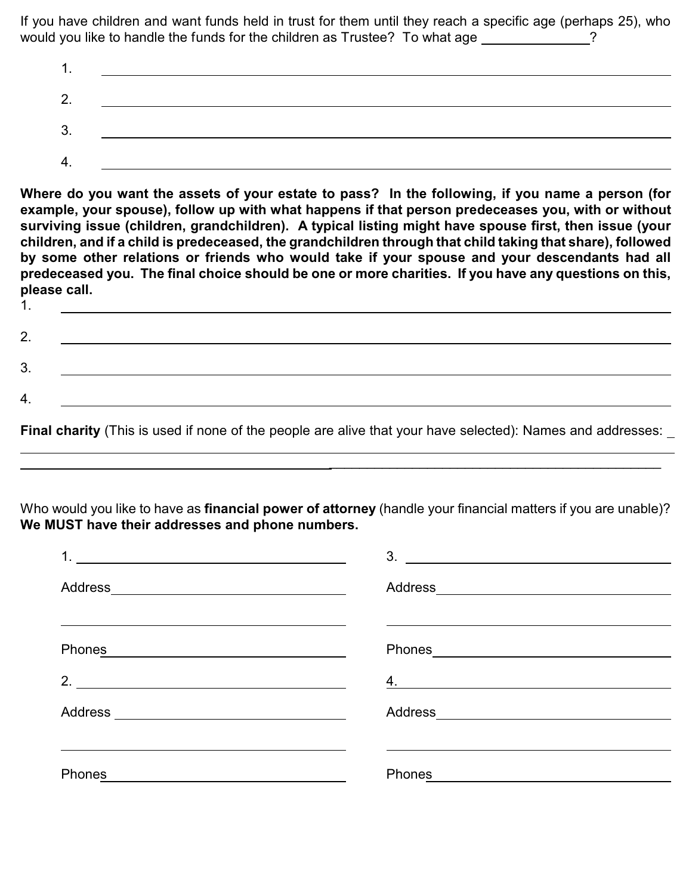If you have children and want funds held in trust for them until they reach a specific age (perhaps 25), who would you like to handle the funds for the children as Trustee? To what age \_\_\_\_\_\_\_\_\_\_\_\_\_\_?

1. \_\_\_\_\_\_\_\_\_\_\_\_\_\_\_\_\_\_\_\_\_\_\_\_\_\_\_\_\_\_\_\_\_\_\_\_\_\_\_\_
2. \_\_\_\_\_\_\_\_\_\_\_\_\_\_\_\_\_\_\_\_\_\_\_\_\_\_\_\_\_\_\_\_\_\_\_\_\_\_\_\_
3. \_\_\_\_\_\_\_\_\_\_\_\_\_\_\_\_\_\_\_\_\_\_\_\_\_\_\_\_\_\_\_\_\_\_\_\_\_\_\_\_
4. \_\_\_\_\_\_\_\_\_\_\_\_\_\_\_\_\_\_\_\_\_\_\_\_\_\_\_\_\_\_\_\_\_\_\_\_\_\_\_\_

**Where do you want the assets of your estate to pass? In the following, if you name a person (for example, your spouse), follow up with what happens if that person predeceases you, with or without surviving issue (children, grandchildren). A typical listing might have spouse first, then issue (your children, and if a child is predeceased, the grandchildren through that child taking that share), followed by some other relations or friends who would take if your spouse and your descendants had all predeceased you. The final choice should be one or more charities. If you have any questions on this, please call.**

1. \_\_\_\_\_\_\_\_\_\_\_\_\_\_\_\_\_\_\_\_\_\_\_\_\_\_\_\_\_\_\_\_\_\_\_\_\_\_\_\_
2. \_\_\_\_\_\_\_\_\_\_\_\_\_\_\_\_\_\_\_\_\_\_\_\_\_\_\_\_\_\_\_\_\_\_\_\_\_\_\_\_
3. \_\_\_\_\_\_\_\_\_\_\_\_\_\_\_\_\_\_\_\_\_\_\_\_\_\_\_\_\_\_\_\_\_\_\_\_\_\_\_\_
4. \_\_\_\_\_\_\_\_\_\_\_\_\_\_\_\_\_\_\_\_\_\_\_\_\_\_\_\_\_\_\_\_\_\_\_\_\_\_\_\_

**Final charity** (This is used if none of the people are alive that your have selected): Names and addresses: \_\_\_\_\_\_\_\_\_\_\_\_\_\_\_\_\_\_\_\_\_\_\_\_\_\_\_\_\_\_\_\_\_\_\_\_\_\_\_\_

\_\_\_\_\_\_\_\_\_\_\_\_\_\_\_\_\_\_\_\_\_\_\_\_\_\_\_\_\_\_\_\_\_\_\_\_\_\_\_\_

Who would you like to have as **financial power of attorney** (handle your financial matters if you are unable)? **We MUST have their addresses and phone numbers.**

1. \_\_\_\_\_\_\_\_\_\_\_\_\_\_\_\_\_\_\_\_\_\_\_\_\_\_\_\_\_\_

Address \_\_\_\_\_\_\_\_\_\_\_\_\_\_\_\_\_\_\_\_\_\_\_\_\_\_\_\_\_\_

\_\_\_\_\_\_\_\_\_\_\_\_\_\_\_\_\_\_\_\_\_\_\_\_\_\_\_\_\_\_

Phones \_\_\_\_\_\_\_\_\_\_\_\_\_\_\_\_\_\_\_\_\_\_\_\_\_\_\_\_\_\_

2. \_\_\_\_\_\_\_\_\_\_\_\_\_\_\_\_\_\_\_\_\_\_\_\_\_\_\_\_\_\_

Address \_\_\_\_\_\_\_\_\_\_\_\_\_\_\_\_\_\_\_\_\_\_\_\_\_\_\_\_\_\_

\_\_\_\_\_\_\_\_\_\_\_\_\_\_\_\_\_\_\_\_\_\_\_\_\_\_\_\_\_\_

Phones \_\_\_\_\_\_\_\_\_\_\_\_\_\_\_\_\_\_\_\_\_\_\_\_\_\_\_\_\_\_

3. \_\_\_\_\_\_\_\_\_\_\_\_\_\_\_\_\_\_\_\_\_\_\_\_\_\_\_\_\_\_

Address \_\_\_\_\_\_\_\_\_\_\_\_\_\_\_\_\_\_\_\_\_\_\_\_\_\_\_\_\_\_

\_\_\_\_\_\_\_\_\_\_\_\_\_\_\_\_\_\_\_\_\_\_\_\_\_\_\_\_\_\_

Phones \_\_\_\_\_\_\_\_\_\_\_\_\_\_\_\_\_\_\_\_\_\_\_\_\_\_\_\_\_\_

4. \_\_\_\_\_\_\_\_\_\_\_\_\_\_\_\_\_\_\_\_\_\_\_\_\_\_\_\_\_\_

Address \_\_\_\_\_\_\_\_\_\_\_\_\_\_\_\_\_\_\_\_\_\_\_\_\_\_\_\_\_\_

\_\_\_\_\_\_\_\_\_\_\_\_\_\_\_\_\_\_\_\_\_\_\_\_\_\_\_\_\_\_

Phones \_\_\_\_\_\_\_\_\_\_\_\_\_\_\_\_\_\_\_\_\_\_\_\_\_\_\_\_\_\_